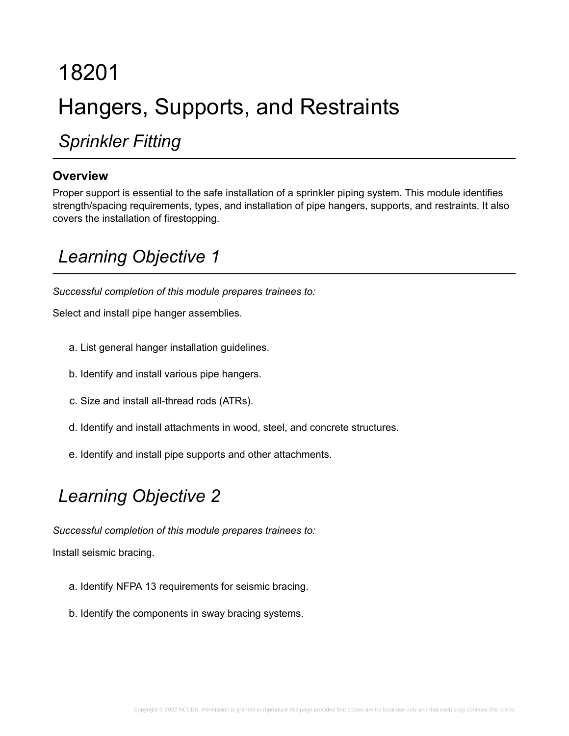# 18201

# Hangers, Supports, and Restraints

## *Sprinkler Fitting*

### Overview

Proper support is essential to the safe installation of a sprinkler piping system. This module identifies strength/spacing requirements, types, and installation of pipe hangers, supports, and restraints. It also covers the installation of firestopping.

## *Learning Objective 1*

*Successful completion of this module prepares trainees to:*

Select and install pipe hanger assemblies.

a. List general hanger installation guidelines.

b. Identify and install various pipe hangers.

c. Size and install all-thread rods (ATRs).

d. Identify and install attachments in wood, steel, and concrete structures.

e. Identify and install pipe supports and other attachments.

## *Learning Objective 2*

*Successful completion of this module prepares trainees to:*

Install seismic bracing.

a. Identify NFPA 13 requirements for seismic bracing.

b. Identify the components in sway bracing systems.

Copyright © 2022 NCCER. Permission is granted to reproduce this page provided that copies are for local use only and that each copy contains this notice.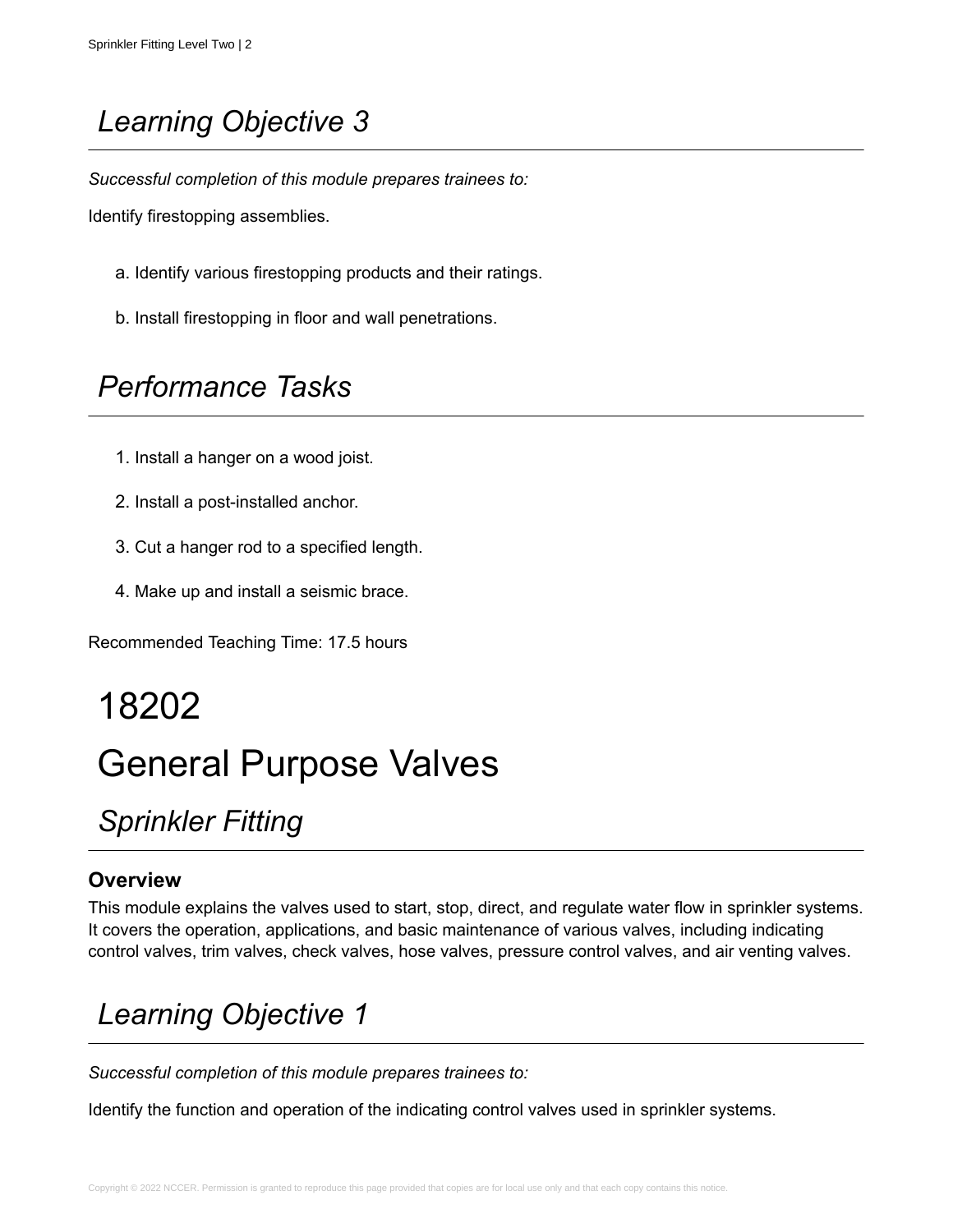## *Learning Objective 3*

*Successful completion of this module prepares trainees to:*

Identify firestopping assemblies.

a. Identify various firestopping products and their ratings.

b. Install firestopping in floor and wall penetrations.

## *Performance Tasks*

1. Install a hanger on a wood joist.
2. Install a post-installed anchor.
3. Cut a hanger rod to a specified length.
4. Make up and install a seismic brace.

Recommended Teaching Time: 17.5 hours

# 18202

# General Purpose Valves

## *Sprinkler Fitting*

### **Overview**

This module explains the valves used to start, stop, direct, and regulate water flow in sprinkler systems. It covers the operation, applications, and basic maintenance of various valves, including indicating control valves, trim valves, check valves, hose valves, pressure control valves, and air venting valves.

## *Learning Objective 1*

*Successful completion of this module prepares trainees to:*

Identify the function and operation of the indicating control valves used in sprinkler systems.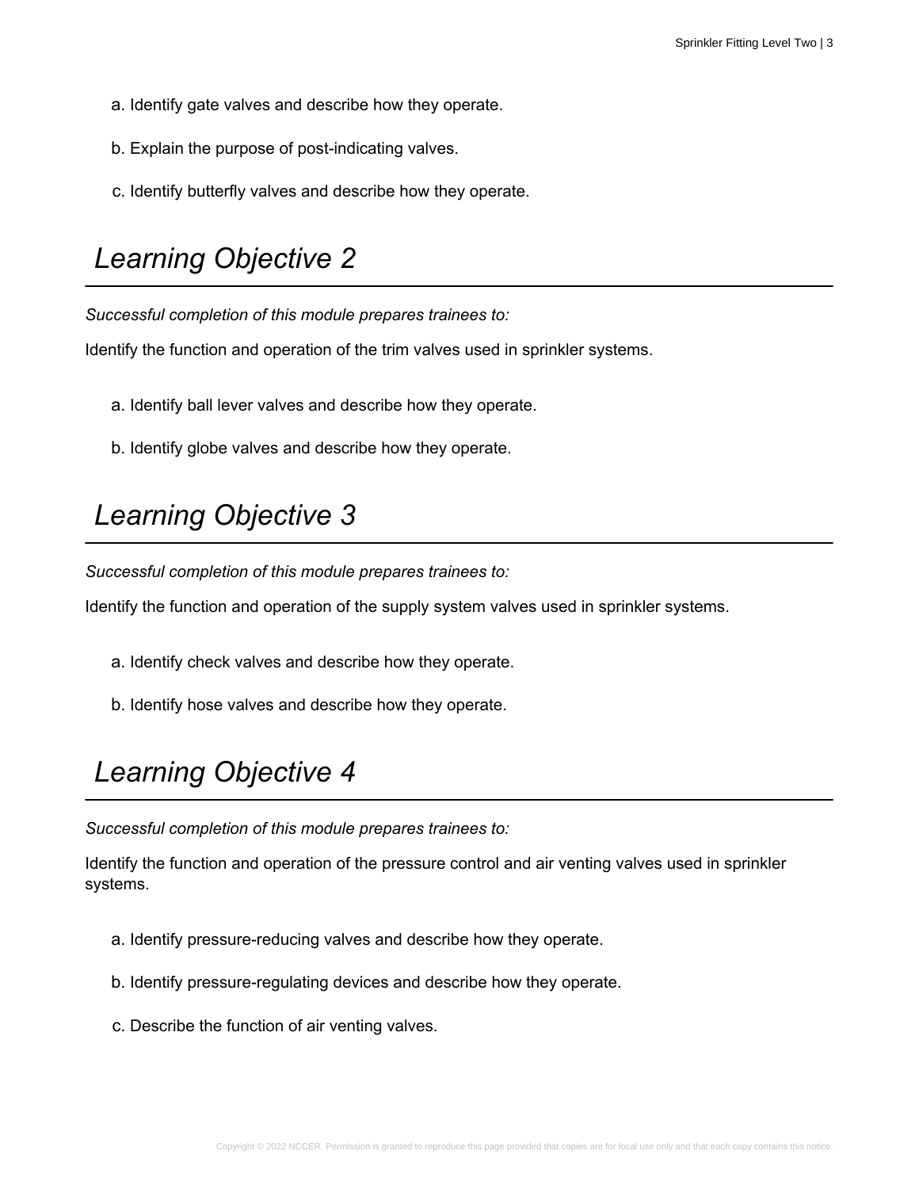a. Identify gate valves and describe how they operate.

b. Explain the purpose of post-indicating valves.

c. Identify butterfly valves and describe how they operate.

## Learning Objective 2

*Successful completion of this module prepares trainees to:*

Identify the function and operation of the trim valves used in sprinkler systems.

a. Identify ball lever valves and describe how they operate.

b. Identify globe valves and describe how they operate.

## Learning Objective 3

*Successful completion of this module prepares trainees to:*

Identify the function and operation of the supply system valves used in sprinkler systems.

a. Identify check valves and describe how they operate.

b. Identify hose valves and describe how they operate.

## Learning Objective 4

*Successful completion of this module prepares trainees to:*

Identify the function and operation of the pressure control and air venting valves used in sprinkler systems.

a. Identify pressure-reducing valves and describe how they operate.

b. Identify pressure-regulating devices and describe how they operate.

c. Describe the function of air venting valves.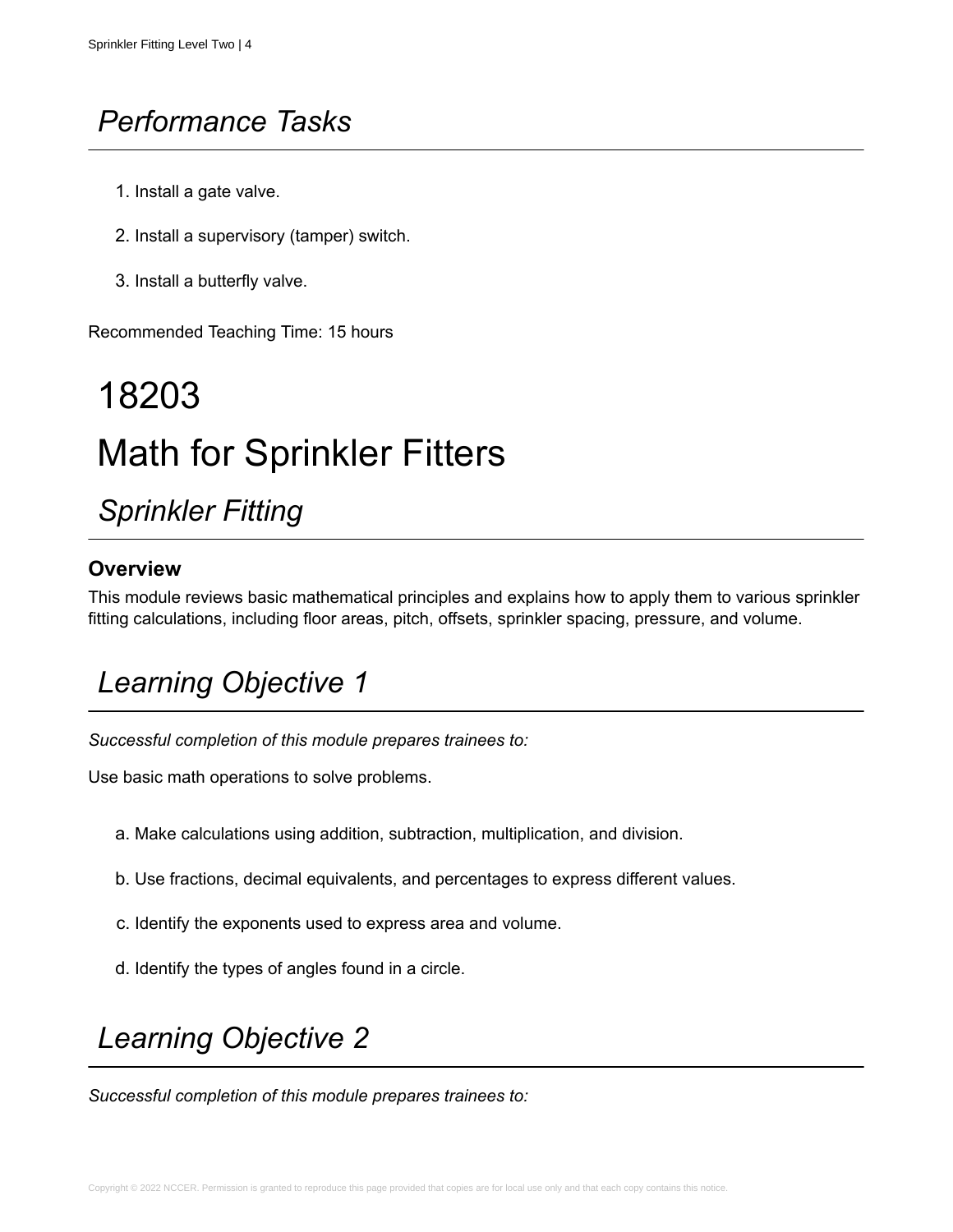## *Performance Tasks*

1. Install a gate valve.
2. Install a supervisory (tamper) switch.
3. Install a butterfly valve.

Recommended Teaching Time: 15 hours

# 18203

# Math for Sprinkler Fitters

## *Sprinkler Fitting*

### Overview

This module reviews basic mathematical principles and explains how to apply them to various sprinkler fitting calculations, including floor areas, pitch, offsets, sprinkler spacing, pressure, and volume.

## *Learning Objective 1*

*Successful completion of this module prepares trainees to:*

Use basic math operations to solve problems.

a. Make calculations using addition, subtraction, multiplication, and division.

b. Use fractions, decimal equivalents, and percentages to express different values.

c. Identify the exponents used to express area and volume.

d. Identify the types of angles found in a circle.

## *Learning Objective 2*

*Successful completion of this module prepares trainees to:*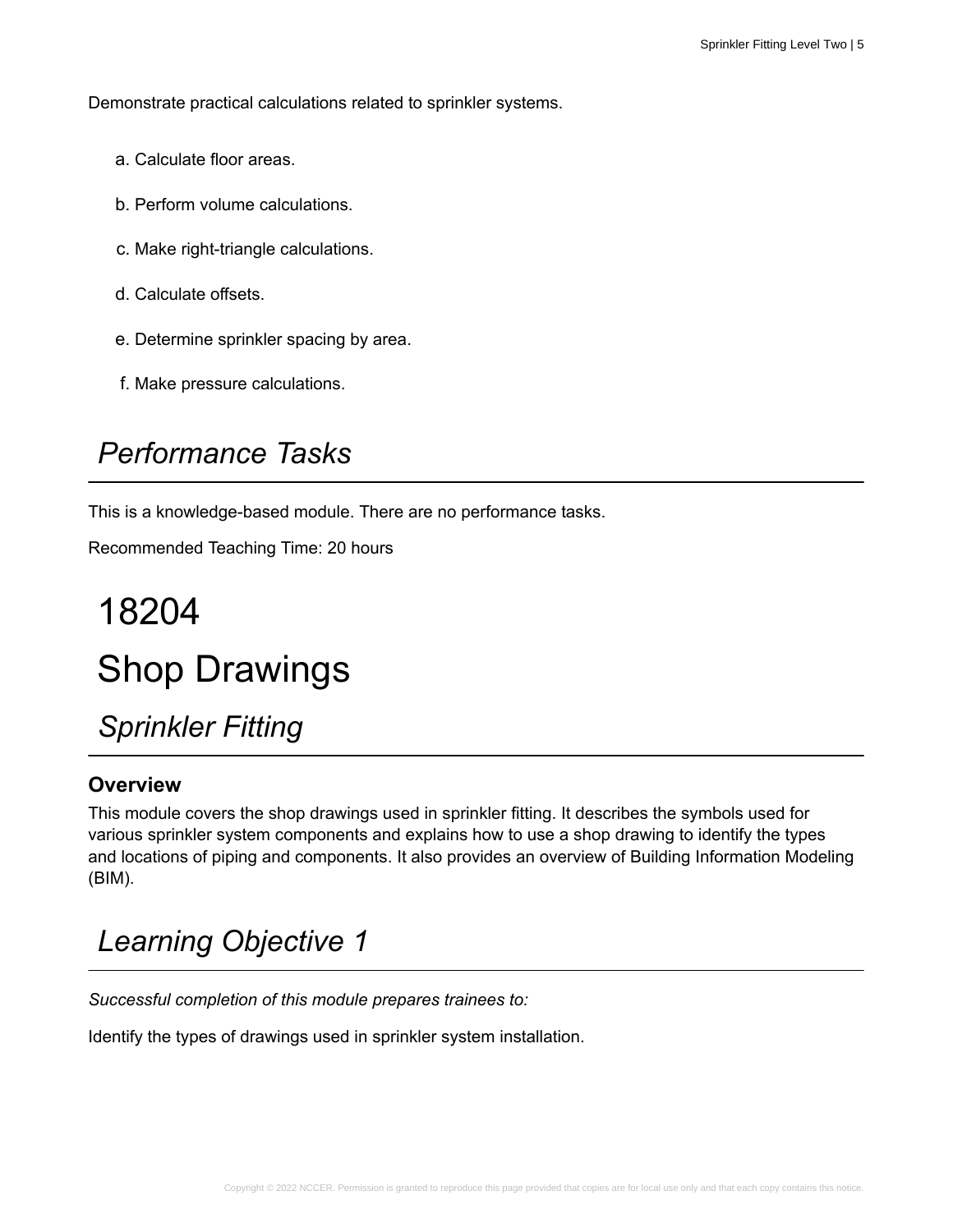Demonstrate practical calculations related to sprinkler systems.

a. Calculate floor areas.

b. Perform volume calculations.

c. Make right-triangle calculations.

d. Calculate offsets.

e. Determine sprinkler spacing by area.

f. Make pressure calculations.

## *Performance Tasks*

This is a knowledge-based module. There are no performance tasks.

Recommended Teaching Time: 20 hours

# 18204

# Shop Drawings

## *Sprinkler Fitting*

### Overview

This module covers the shop drawings used in sprinkler fitting. It describes the symbols used for various sprinkler system components and explains how to use a shop drawing to identify the types and locations of piping and components. It also provides an overview of Building Information Modeling (BIM).

## *Learning Objective 1*

*Successful completion of this module prepares trainees to:*

Identify the types of drawings used in sprinkler system installation.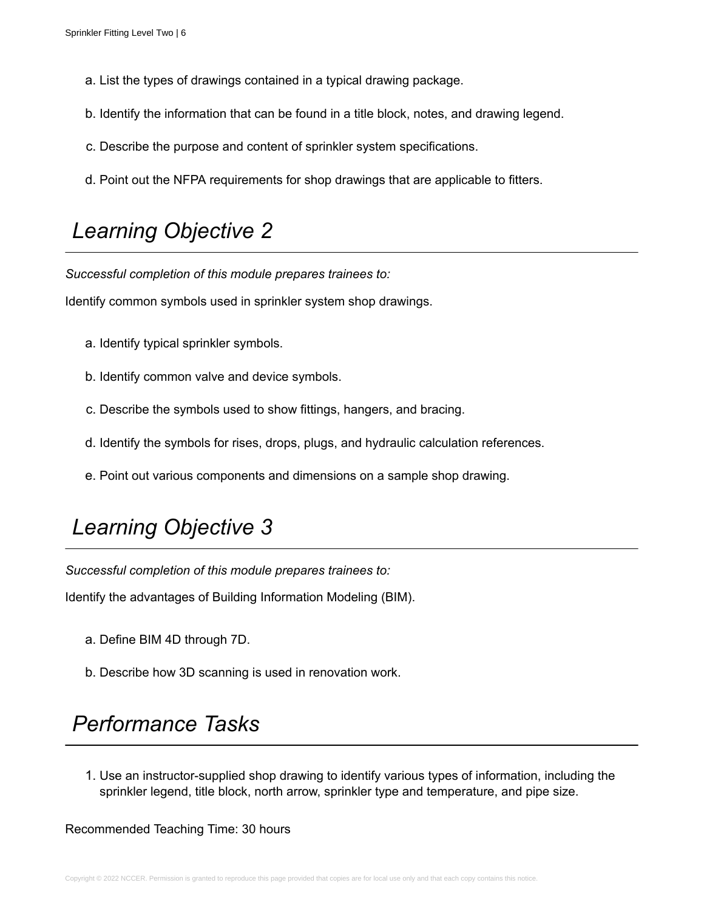a. List the types of drawings contained in a typical drawing package.

b. Identify the information that can be found in a title block, notes, and drawing legend.

c. Describe the purpose and content of sprinkler system specifications.

d. Point out the NFPA requirements for shop drawings that are applicable to fitters.

## Learning Objective 2

*Successful completion of this module prepares trainees to:*

Identify common symbols used in sprinkler system shop drawings.

a. Identify typical sprinkler symbols.

b. Identify common valve and device symbols.

c. Describe the symbols used to show fittings, hangers, and bracing.

d. Identify the symbols for rises, drops, plugs, and hydraulic calculation references.

e. Point out various components and dimensions on a sample shop drawing.

## Learning Objective 3

*Successful completion of this module prepares trainees to:*

Identify the advantages of Building Information Modeling (BIM).

a. Define BIM 4D through 7D.

b. Describe how 3D scanning is used in renovation work.

## Performance Tasks

1. Use an instructor-supplied shop drawing to identify various types of information, including the sprinkler legend, title block, north arrow, sprinkler type and temperature, and pipe size.

Recommended Teaching Time: 30 hours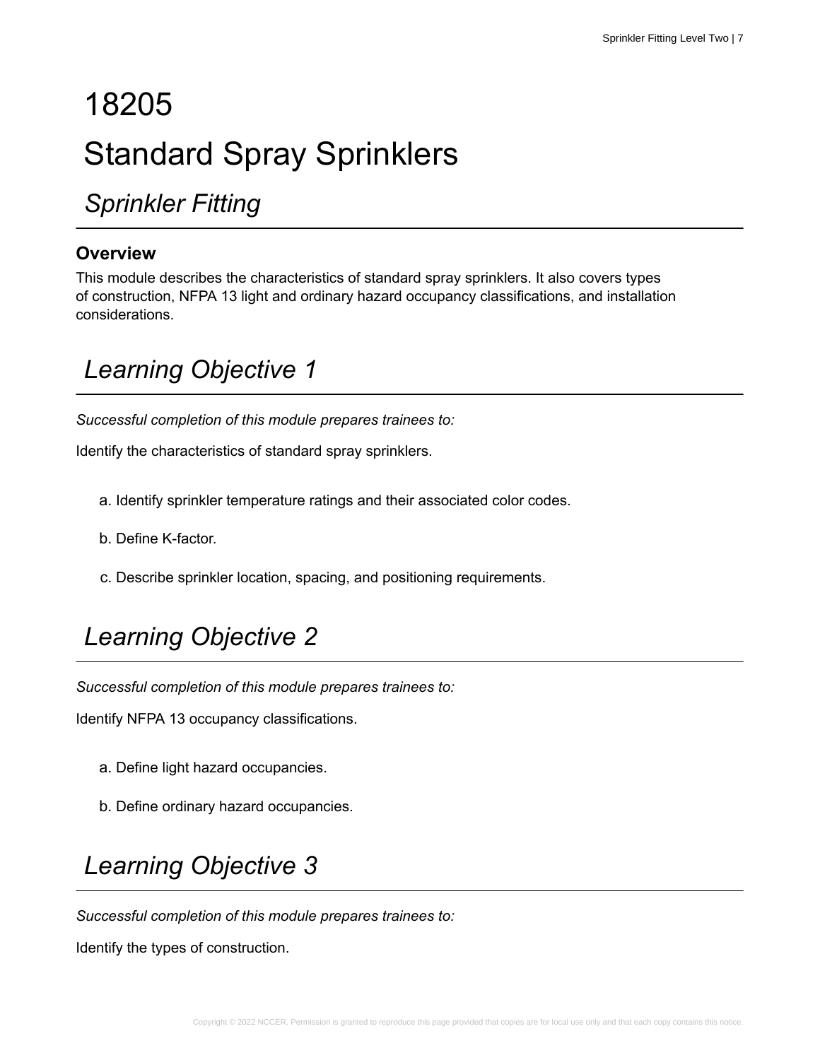# 18205

# Standard Spray Sprinklers

## *Sprinkler Fitting*

### Overview

This module describes the characteristics of standard spray sprinklers. It also covers types of construction, NFPA 13 light and ordinary hazard occupancy classifications, and installation considerations.

## *Learning Objective 1*

*Successful completion of this module prepares trainees to:*

Identify the characteristics of standard spray sprinklers.

a. Identify sprinkler temperature ratings and their associated color codes.

b. Define K-factor.

c. Describe sprinkler location, spacing, and positioning requirements.

## *Learning Objective 2*

*Successful completion of this module prepares trainees to:*

Identify NFPA 13 occupancy classifications.

a. Define light hazard occupancies.

b. Define ordinary hazard occupancies.

## *Learning Objective 3*

*Successful completion of this module prepares trainees to:*

Identify the types of construction.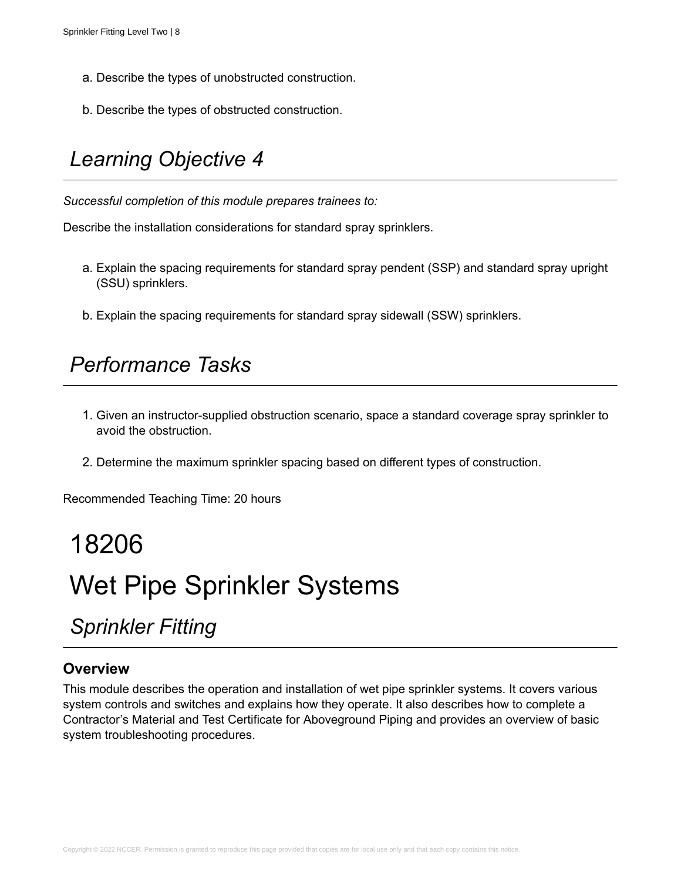a. Describe the types of unobstructed construction.

b. Describe the types of obstructed construction.

## *Learning Objective 4*

*Successful completion of this module prepares trainees to:*

Describe the installation considerations for standard spray sprinklers.

a. Explain the spacing requirements for standard spray pendent (SSP) and standard spray upright (SSU) sprinklers.

b. Explain the spacing requirements for standard spray sidewall (SSW) sprinklers.

## *Performance Tasks*

1. Given an instructor-supplied obstruction scenario, space a standard coverage spray sprinkler to avoid the obstruction.
2. Determine the maximum sprinkler spacing based on different types of construction.

Recommended Teaching Time: 20 hours

# 18206

# Wet Pipe Sprinkler Systems

## *Sprinkler Fitting*

### Overview

This module describes the operation and installation of wet pipe sprinkler systems. It covers various system controls and switches and explains how they operate. It also describes how to complete a Contractor's Material and Test Certificate for Aboveground Piping and provides an overview of basic system troubleshooting procedures.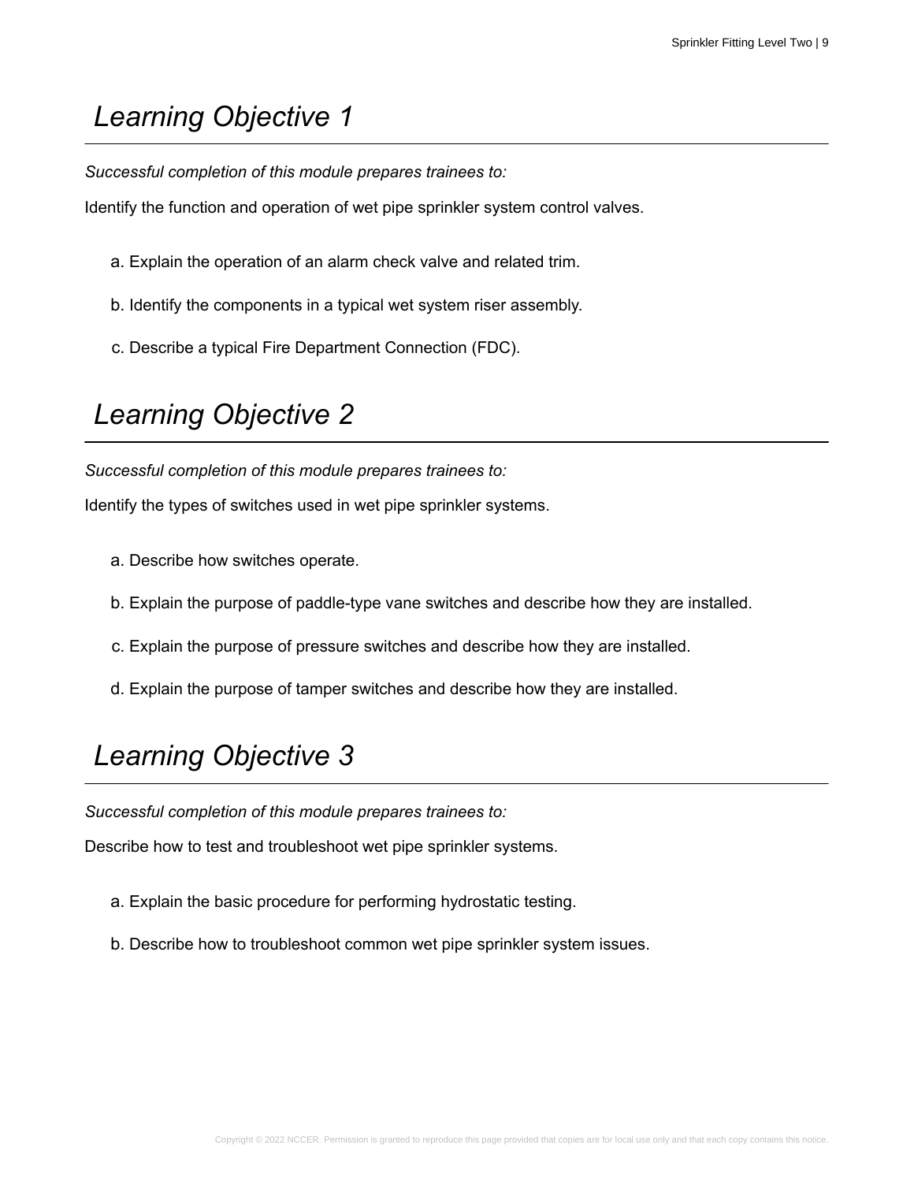## *Learning Objective 1*

*Successful completion of this module prepares trainees to:*

Identify the function and operation of wet pipe sprinkler system control valves.

a. Explain the operation of an alarm check valve and related trim.

b. Identify the components in a typical wet system riser assembly.

c. Describe a typical Fire Department Connection (FDC).

## *Learning Objective 2*

*Successful completion of this module prepares trainees to:*

Identify the types of switches used in wet pipe sprinkler systems.

a. Describe how switches operate.

b. Explain the purpose of paddle-type vane switches and describe how they are installed.

c. Explain the purpose of pressure switches and describe how they are installed.

d. Explain the purpose of tamper switches and describe how they are installed.

## *Learning Objective 3*

*Successful completion of this module prepares trainees to:*

Describe how to test and troubleshoot wet pipe sprinkler systems.

a. Explain the basic procedure for performing hydrostatic testing.

b. Describe how to troubleshoot common wet pipe sprinkler system issues.

Copyright © 2022 NCCER. Permission is granted to reproduce this page provided that copies are for local use only and that each copy contains this notice.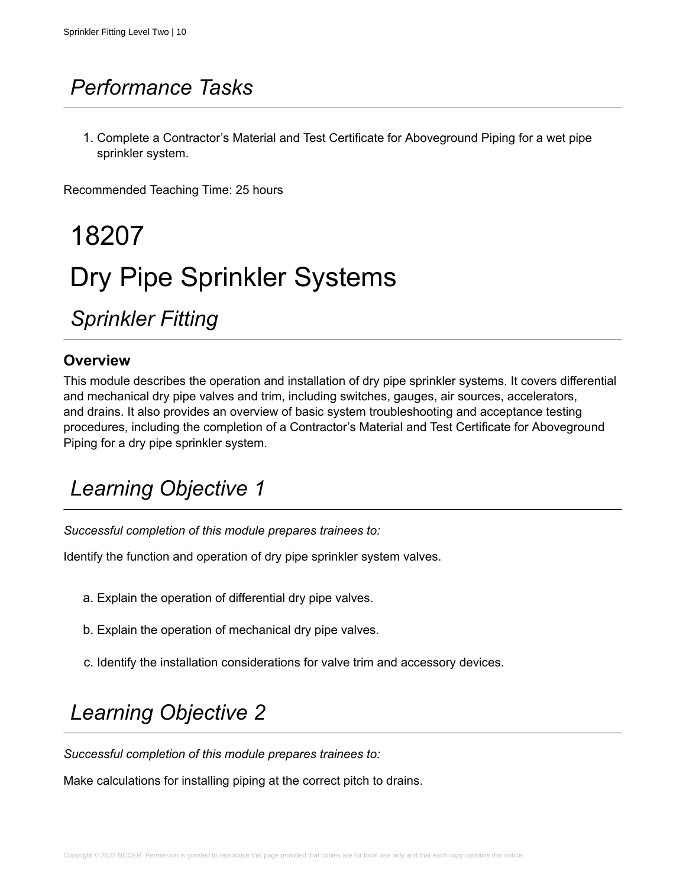## *Performance Tasks*

1. Complete a Contractor's Material and Test Certificate for Aboveground Piping for a wet pipe sprinkler system.

Recommended Teaching Time: 25 hours

# 18207

# Dry Pipe Sprinkler Systems

## *Sprinkler Fitting*

### Overview

This module describes the operation and installation of dry pipe sprinkler systems. It covers differential and mechanical dry pipe valves and trim, including switches, gauges, air sources, accelerators, and drains. It also provides an overview of basic system troubleshooting and acceptance testing procedures, including the completion of a Contractor's Material and Test Certificate for Aboveground Piping for a dry pipe sprinkler system.

## *Learning Objective 1*

*Successful completion of this module prepares trainees to:*

Identify the function and operation of dry pipe sprinkler system valves.

a. Explain the operation of differential dry pipe valves.

b. Explain the operation of mechanical dry pipe valves.

c. Identify the installation considerations for valve trim and accessory devices.

## *Learning Objective 2*

*Successful completion of this module prepares trainees to:*

Make calculations for installing piping at the correct pitch to drains.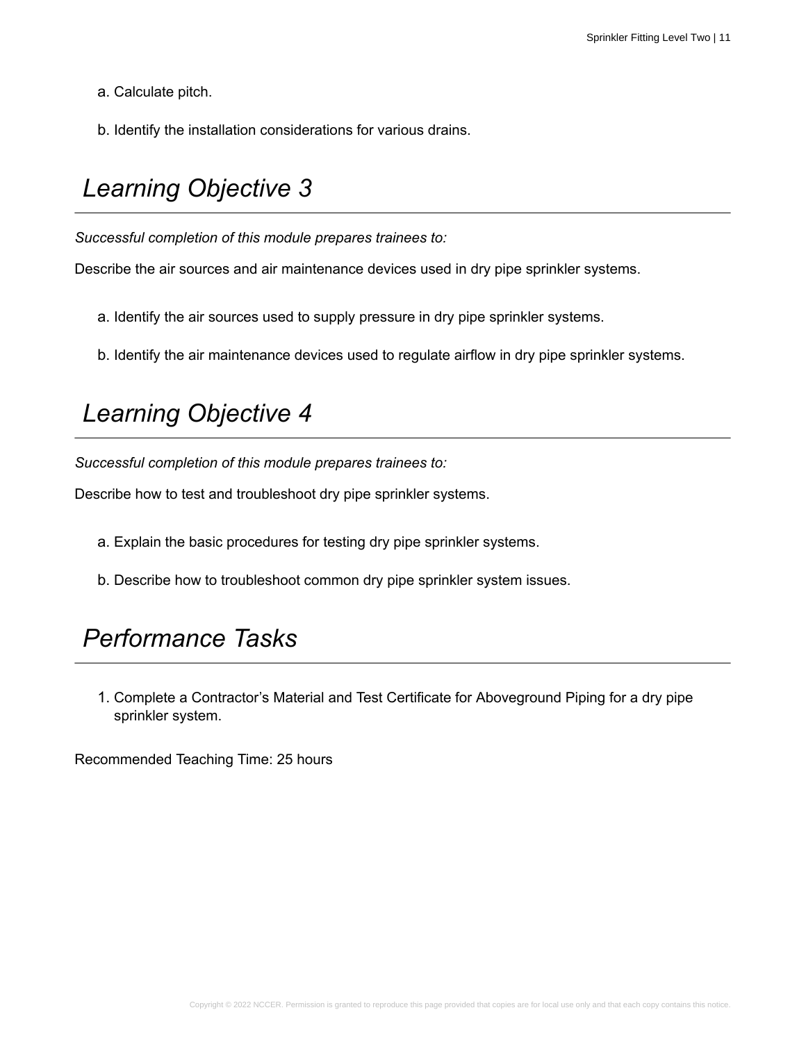a. Calculate pitch.

b. Identify the installation considerations for various drains.

## Learning Objective 3

*Successful completion of this module prepares trainees to:*

Describe the air sources and air maintenance devices used in dry pipe sprinkler systems.

a. Identify the air sources used to supply pressure in dry pipe sprinkler systems.

b. Identify the air maintenance devices used to regulate airflow in dry pipe sprinkler systems.

## Learning Objective 4

*Successful completion of this module prepares trainees to:*

Describe how to test and troubleshoot dry pipe sprinkler systems.

a. Explain the basic procedures for testing dry pipe sprinkler systems.

b. Describe how to troubleshoot common dry pipe sprinkler system issues.

## Performance Tasks

1. Complete a Contractor's Material and Test Certificate for Aboveground Piping for a dry pipe sprinkler system.

Recommended Teaching Time: 25 hours